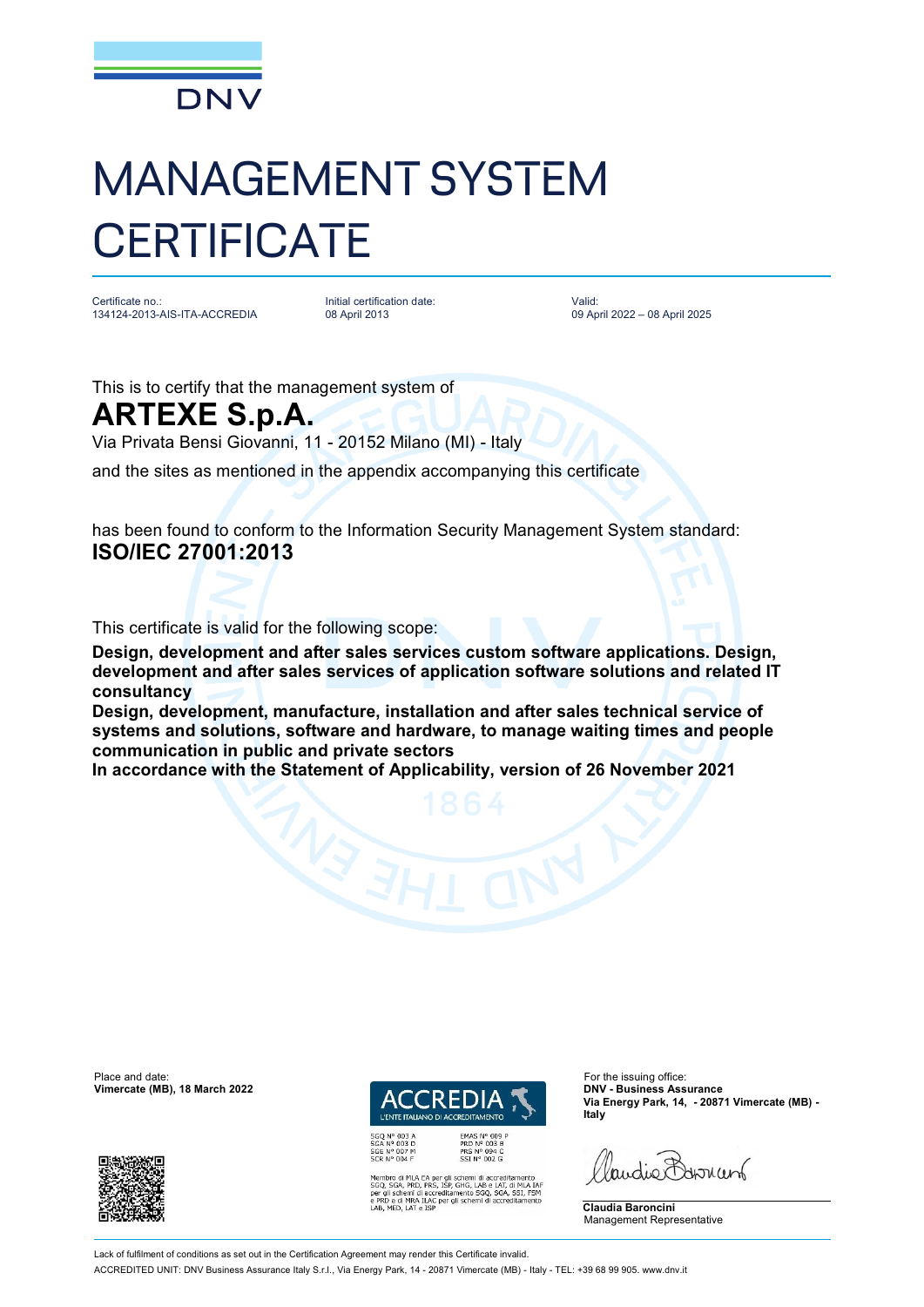DNV

# MANAGEMENT SYSTEM CERTIFICATE

Certificate no.:
134124-2013-AIS-ITA-ACCREDIA

Initial certification date:
08 April 2013

Valid:
09 April 2022 – 08 April 2025

This is to certify that the management system of

## ARTEXE S.p.A.

Via Privata Bensi Giovanni, 11 - 20152 Milano (MI) - Italy

and the sites as mentioned in the appendix accompanying this certificate

has been found to conform to the Information Security Management System standard:

**ISO/IEC 27001:2013**

This certificate is valid for the following scope:

**Design, development and after sales services custom software applications. Design, development and after sales services of application software solutions and related IT consultancy**

**Design, development, manufacture, installation and after sales technical service of systems and solutions, software and hardware, to manage waiting times and people communication in public and private sectors**

**In accordance with the Statement of Applicability, version of 26 November 2021**

Place and date:
**Vimercate (MB), 18 March 2022**

ACCREDIA
L'ENTE ITALIANO DI ACCREDITAMENTO

SGQ N° 003 A
SGA N° 003 D
SGE N° 007 M
SCR N° 004 F

EMAS N° 009 P
PRD N° 003 B
PRS N° 094 C
SSI N° 002 G

Membro di MLA EA per gli schemi di accreditamento SGQ, SGA, PRD, PRS, ISP, GHG, LAB e LAT, di MLA IAF per gli schemi di accreditamento SGQ, SGA, SSI, FSM e PRD e di MRA ILAC per gli schemi di accreditamento LAB, MED, LAT e ISP

For the issuing office:
**DNV - Business Assurance**
**Via Energy Park, 14, - 20871 Vimercate (MB) - Italy**

**Claudia Baroncini**
Management Representative

Lack of fulfilment of conditions as set out in the Certification Agreement may render this Certificate invalid.

ACCREDITED UNIT: DNV Business Assurance Italy S.r.l., Via Energy Park, 14 - 20871 Vimercate (MB) - Italy - TEL: +39 68 99 905. www.dnv.it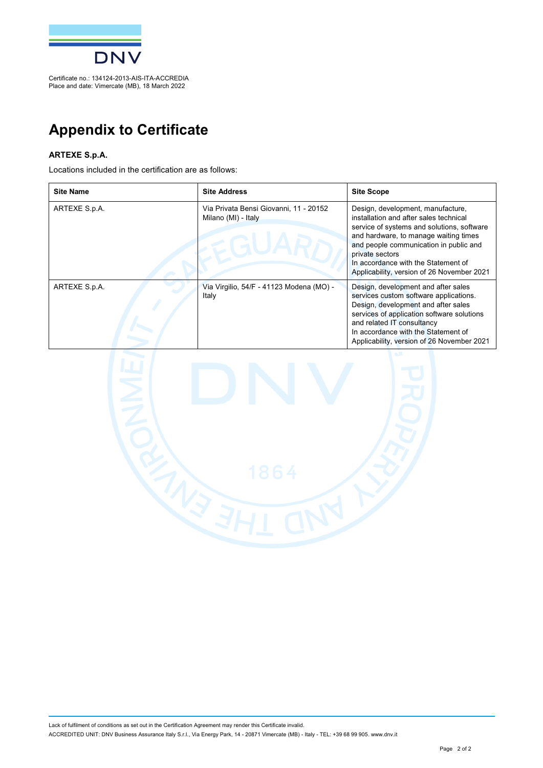Certificate no.: 134124-2013-AIS-ITA-ACCREDIA
Place and date: Vimercate (MB), 18 March 2022

# Appendix to Certificate

**ARTEXE S.p.A.**

Locations included in the certification are as follows:

| Site Name | Site Address | Site Scope |
|---|---|---|
| ARTEXE S.p.A. | Via Privata Bensi Giovanni, 11 - 20152 Milano (MI) - Italy | Design, development, manufacture, installation and after sales technical service of systems and solutions, software and hardware, to manage waiting times and people communication in public and private sectors<br>In accordance with the Statement of Applicability, version of 26 November 2021 |
| ARTEXE S.p.A. | Via Virgilio, 54/F - 41123 Modena (MO) - Italy | Design, development and after sales services custom software applications. Design, development and after sales services of application software solutions and related IT consultancy<br>In accordance with the Statement of Applicability, version of 26 November 2021 |

Lack of fulfilment of conditions as set out in the Certification Agreement may render this Certificate invalid.

ACCREDITED UNIT: DNV Business Assurance Italy S.r.l., Via Energy Park, 14 - 20871 Vimercate (MB) - Italy - TEL: +39 68 99 905. www.dnv.it